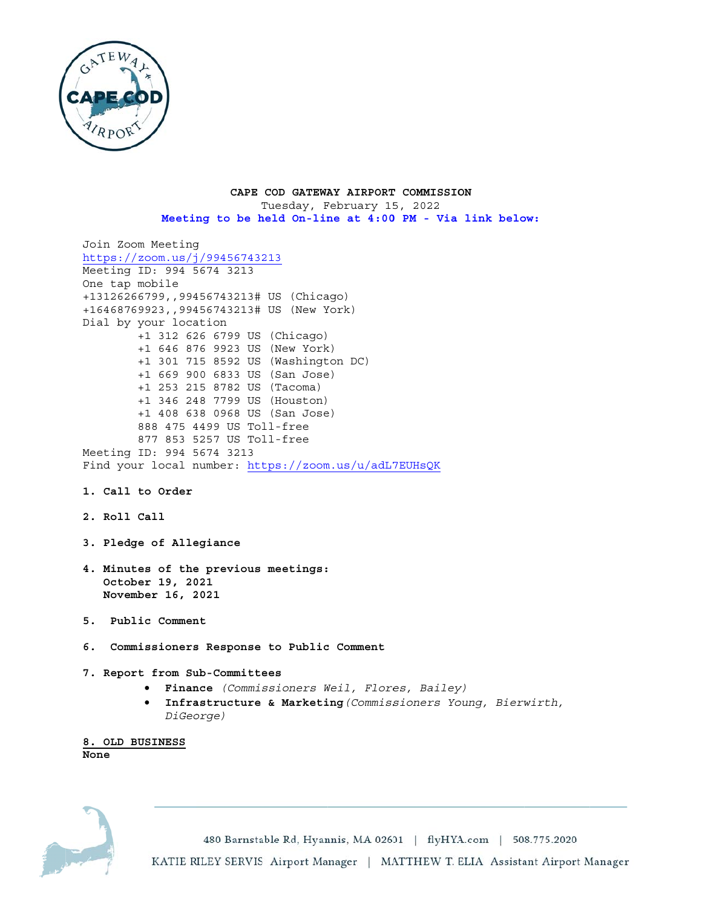**CAPE COD GATEWAY AIRPORT COMMISSION**

Tuesday, February 15, 2022

**Meeting to be held On-line at 4:00 PM - Via link below:**

Join Zoom Meeting
https://zoom.us/j/99456743213
Meeting ID: 994 5674 3213
One tap mobile
+13126266799,,99456743213# US (Chicago)
+16468769923,,99456743213# US (New York)
Dial by your location
+1 312 626 6799 US (Chicago)
+1 646 876 9923 US (New York)
+1 301 715 8592 US (Washington DC)
+1 669 900 6833 US (San Jose)
+1 253 215 8782 US (Tacoma)
+1 346 248 7799 US (Houston)
+1 408 638 0968 US (San Jose)
888 475 4499 US Toll-free
877 853 5257 US Toll-free
Meeting ID: 994 5674 3213
Find your local number: https://zoom.us/u/adL7EUHsQK

**1. Call to Order**

**2. Roll Call**

**3. Pledge of Allegiance**

**4. Minutes of the previous meetings:**
**October 19, 2021**
**November 16, 2021**

**5. Public Comment**

**6. Commissioners Response to Public Comment**

**7. Report from Sub-Committees**

- **Finance** *(Commissioners Weil, Flores, Bailey)*
- **Infrastructure & Marketing** *(Commissioners Young, Bierwirth, DiGeorge)*

**8. OLD BUSINESS**

**None**

480 Barnstable Rd, Hyannis, MA 02601 | flyHYA.com | 508.775.2020

KATIE RILEY SERVIS Airport Manager | MATTHEW T. ELIA Assistant Airport Manager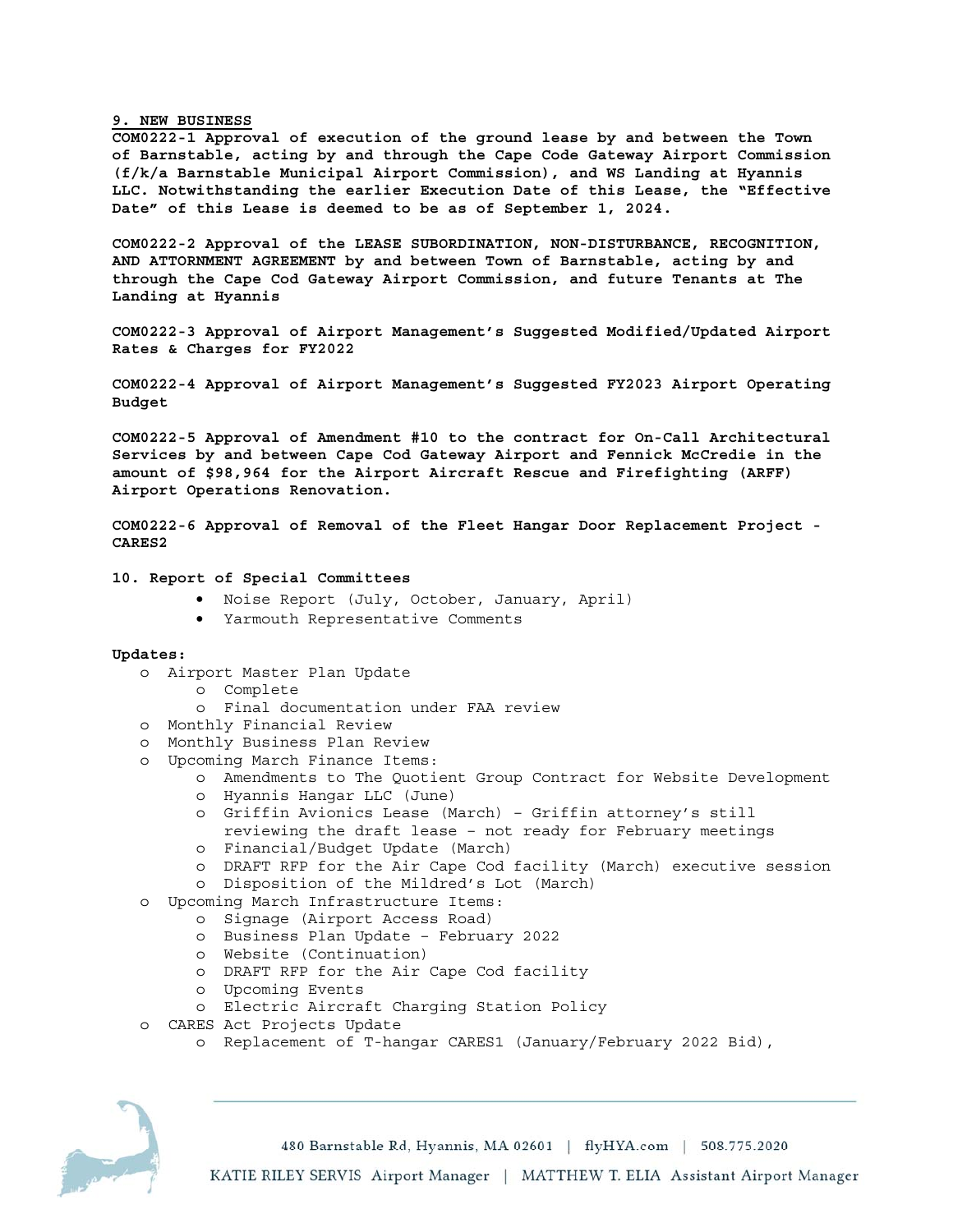**9. NEW BUSINESS**

**COM0222-1 Approval of execution of the ground lease by and between the Town of Barnstable, acting by and through the Cape Code Gateway Airport Commission (f/k/a Barnstable Municipal Airport Commission), and WS Landing at Hyannis LLC. Notwithstanding the earlier Execution Date of this Lease, the "Effective Date" of this Lease is deemed to be as of September 1, 2024.**

**COM0222-2 Approval of the LEASE SUBORDINATION, NON-DISTURBANCE, RECOGNITION, AND ATTORNMENT AGREEMENT by and between Town of Barnstable, acting by and through the Cape Cod Gateway Airport Commission, and future Tenants at The Landing at Hyannis**

**COM0222-3 Approval of Airport Management's Suggested Modified/Updated Airport Rates & Charges for FY2022**

**COM0222-4 Approval of Airport Management's Suggested FY2023 Airport Operating Budget**

**COM0222-5 Approval of Amendment #10 to the contract for On-Call Architectural Services by and between Cape Cod Gateway Airport and Fennick McCredie in the amount of $98,964 for the Airport Aircraft Rescue and Firefighting (ARFF) Airport Operations Renovation.**

**COM0222-6 Approval of Removal of the Fleet Hangar Door Replacement Project - CARES2**

**10. Report of Special Committees**

- Noise Report (July, October, January, April)
- Yarmouth Representative Comments

**Updates:**

- Airport Master Plan Update
  - Complete
  - Final documentation under FAA review
- Monthly Financial Review
- Monthly Business Plan Review
- Upcoming March Finance Items:
  - Amendments to The Quotient Group Contract for Website Development
  - Hyannis Hangar LLC (June)
  - Griffin Avionics Lease (March) – Griffin attorney's still reviewing the draft lease – not ready for February meetings
  - Financial/Budget Update (March)
  - DRAFT RFP for the Air Cape Cod facility (March) executive session
  - Disposition of the Mildred's Lot (March)
- Upcoming March Infrastructure Items:
  - Signage (Airport Access Road)
  - Business Plan Update – February 2022
  - Website (Continuation)
  - DRAFT RFP for the Air Cape Cod facility
  - Upcoming Events
  - Electric Aircraft Charging Station Policy
- CARES Act Projects Update
  - Replacement of T-hangar CARES1 (January/February 2022 Bid),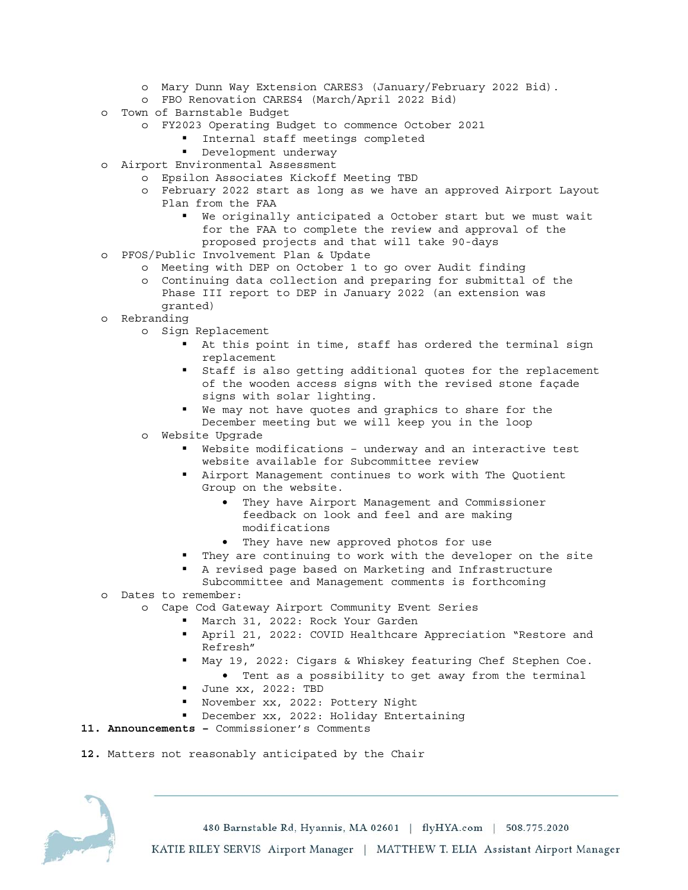- Mary Dunn Way Extension CARES3 (January/February 2022 Bid).
- FBO Renovation CARES4 (March/April 2022 Bid)

- Town of Barnstable Budget
  - FY2023 Operating Budget to commence October 2021
    - Internal staff meetings completed
    - Development underway
- Airport Environmental Assessment
  - Epsilon Associates Kickoff Meeting TBD
  - February 2022 start as long as we have an approved Airport Layout Plan from the FAA
    - We originally anticipated a October start but we must wait for the FAA to complete the review and approval of the proposed projects and that will take 90-days
- PFOS/Public Involvement Plan & Update
  - Meeting with DEP on October 1 to go over Audit finding
  - Continuing data collection and preparing for submittal of the Phase III report to DEP in January 2022 (an extension was granted)
- Rebranding
  - Sign Replacement
    - At this point in time, staff has ordered the terminal sign replacement
    - Staff is also getting additional quotes for the replacement of the wooden access signs with the revised stone façade signs with solar lighting.
    - We may not have quotes and graphics to share for the December meeting but we will keep you in the loop
  - Website Upgrade
    - Website modifications – underway and an interactive test website available for Subcommittee review
    - Airport Management continues to work with The Quotient Group on the website.
      - They have Airport Management and Commissioner feedback on look and feel and are making modifications
      - They have new approved photos for use
    - They are continuing to work with the developer on the site
    - A revised page based on Marketing and Infrastructure Subcommittee and Management comments is forthcoming
- Dates to remember:
  - Cape Cod Gateway Airport Community Event Series
    - March 31, 2022: Rock Your Garden
    - April 21, 2022: COVID Healthcare Appreciation "Restore and Refresh"
    - May 19, 2022: Cigars & Whiskey featuring Chef Stephen Coe.
      - Tent as a possibility to get away from the terminal
    - June xx, 2022: TBD
    - November xx, 2022: Pottery Night
    - December xx, 2022: Holiday Entertaining

**11. Announcements –** Commissioner's Comments

**12.** Matters not reasonably anticipated by the Chair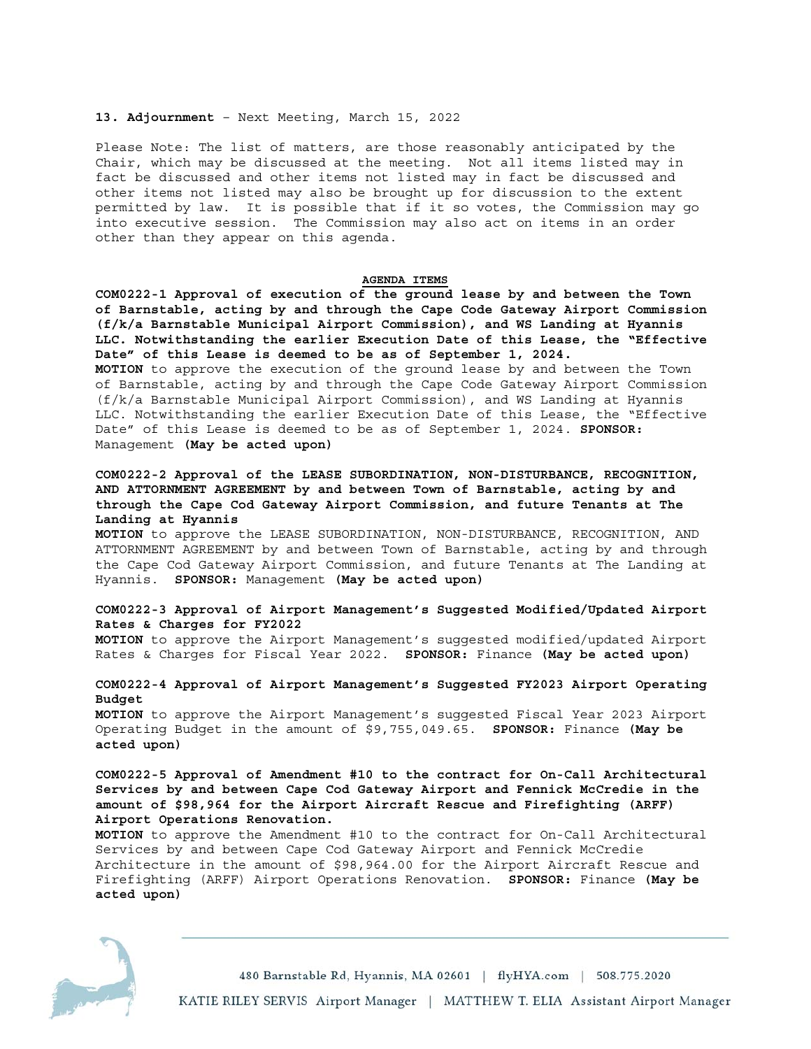**13. Adjournment** – Next Meeting, March 15, 2022

Please Note: The list of matters, are those reasonably anticipated by the Chair, which may be discussed at the meeting. Not all items listed may in fact be discussed and other items not listed may in fact be discussed and other items not listed may also be brought up for discussion to the extent permitted by law. It is possible that if it so votes, the Commission may go into executive session. The Commission may also act on items in an order other than they appear on this agenda.

**AGENDA ITEMS**

**COM0222-1 Approval of execution of the ground lease by and between the Town of Barnstable, acting by and through the Cape Code Gateway Airport Commission (f/k/a Barnstable Municipal Airport Commission), and WS Landing at Hyannis LLC. Notwithstanding the earlier Execution Date of this Lease, the "Effective Date" of this Lease is deemed to be as of September 1, 2024.**
**MOTION** to approve the execution of the ground lease by and between the Town of Barnstable, acting by and through the Cape Code Gateway Airport Commission (f/k/a Barnstable Municipal Airport Commission), and WS Landing at Hyannis LLC. Notwithstanding the earlier Execution Date of this Lease, the "Effective Date" of this Lease is deemed to be as of September 1, 2024. **SPONSOR:** Management **(May be acted upon)**

**COM0222-2 Approval of the LEASE SUBORDINATION, NON-DISTURBANCE, RECOGNITION, AND ATTORNMENT AGREEMENT by and between Town of Barnstable, acting by and through the Cape Cod Gateway Airport Commission, and future Tenants at The Landing at Hyannis**
**MOTION** to approve the LEASE SUBORDINATION, NON-DISTURBANCE, RECOGNITION, AND ATTORNMENT AGREEMENT by and between Town of Barnstable, acting by and through the Cape Cod Gateway Airport Commission, and future Tenants at The Landing at Hyannis. **SPONSOR:** Management **(May be acted upon)**

**COM0222-3 Approval of Airport Management's Suggested Modified/Updated Airport Rates & Charges for FY2022**
**MOTION** to approve the Airport Management's suggested modified/updated Airport Rates & Charges for Fiscal Year 2022. **SPONSOR:** Finance **(May be acted upon)**

**COM0222-4 Approval of Airport Management's Suggested FY2023 Airport Operating Budget**
**MOTION** to approve the Airport Management's suggested Fiscal Year 2023 Airport Operating Budget in the amount of $9,755,049.65. **SPONSOR:** Finance **(May be acted upon)**

**COM0222-5 Approval of Amendment #10 to the contract for On-Call Architectural Services by and between Cape Cod Gateway Airport and Fennick McCredie in the amount of $98,964 for the Airport Aircraft Rescue and Firefighting (ARFF) Airport Operations Renovation.**
**MOTION** to approve the Amendment #10 to the contract for On-Call Architectural Services by and between Cape Cod Gateway Airport and Fennick McCredie Architecture in the amount of $98,964.00 for the Airport Aircraft Rescue and Firefighting (ARFF) Airport Operations Renovation. **SPONSOR:** Finance **(May be acted upon)**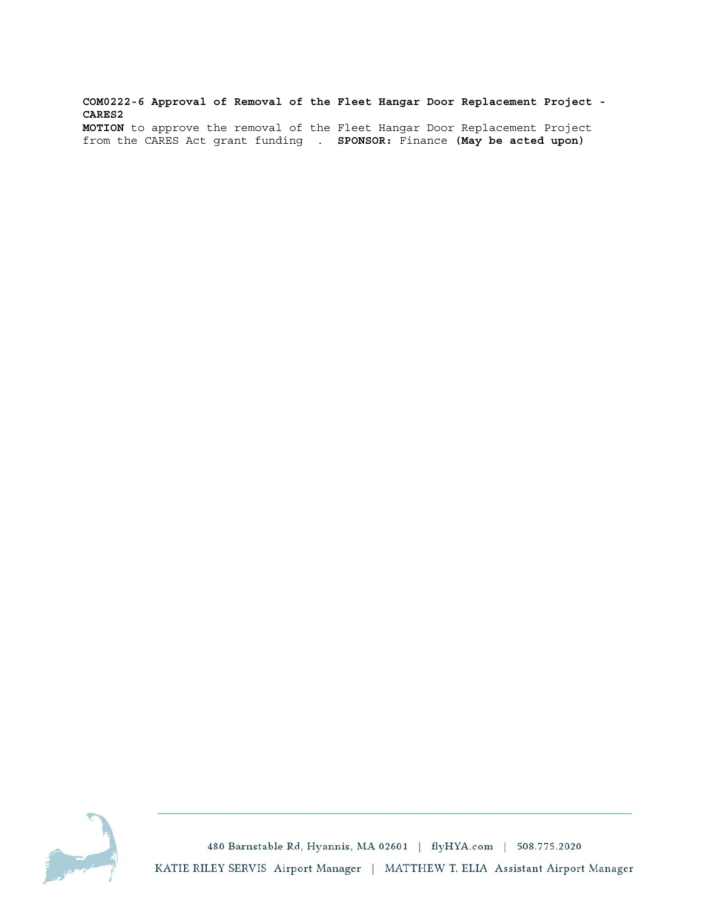**COM0222-6 Approval of Removal of the Fleet Hangar Door Replacement Project - CARES2**

**MOTION** to approve the removal of the Fleet Hangar Door Replacement Project from the CARES Act grant funding . **SPONSOR:** Finance **(May be acted upon)**